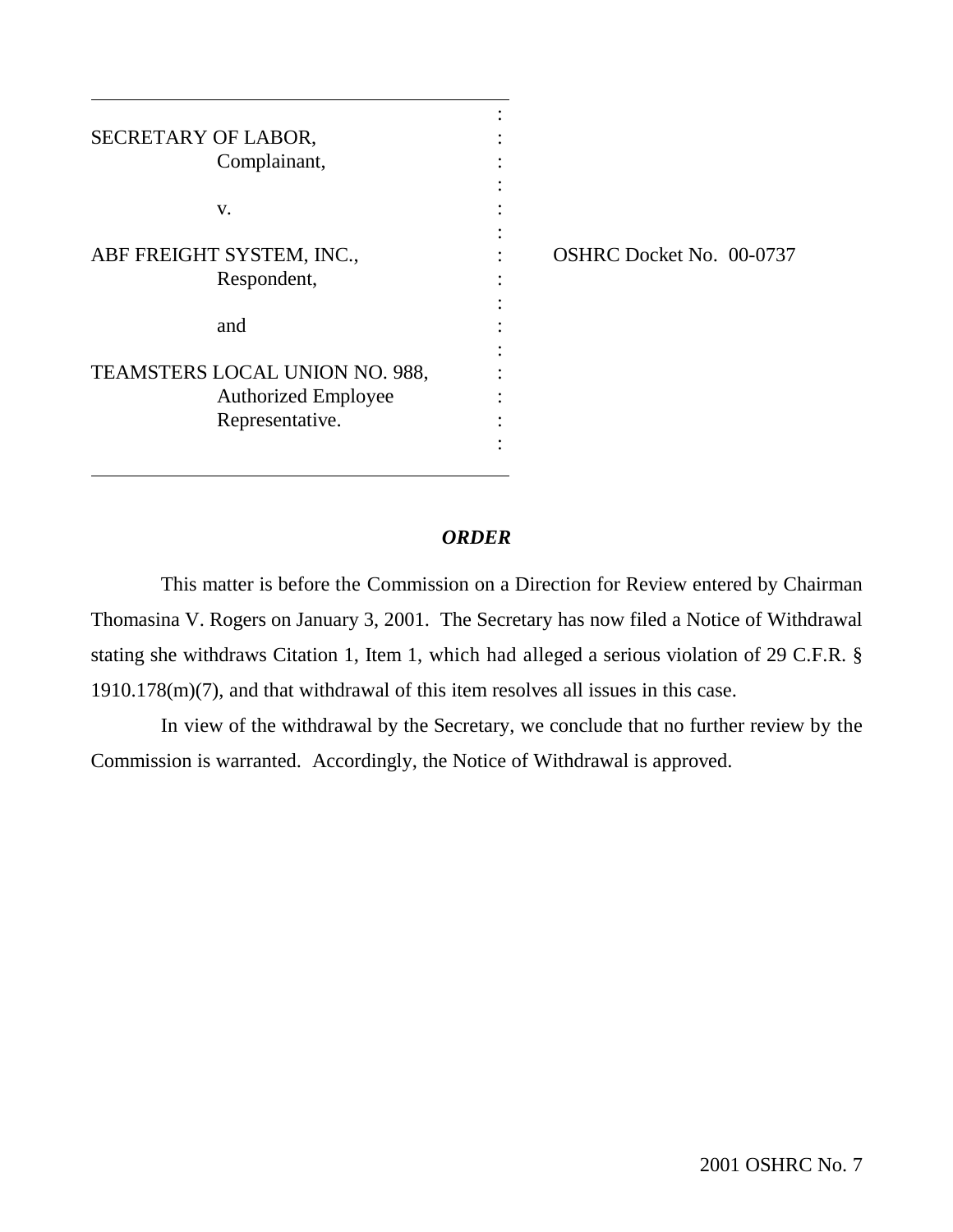SECRETARY OF LABOR,
Complainant,

v.

ABF FREIGHT SYSTEM, INC.,
Respondent,

and

TEAMSTERS LOCAL UNION NO. 988,
Authorized Employee
Representative.

OSHRC Docket No. 00-0737

## *ORDER*

This matter is before the Commission on a Direction for Review entered by Chairman Thomasina V. Rogers on January 3, 2001. The Secretary has now filed a Notice of Withdrawal stating she withdraws Citation 1, Item 1, which had alleged a serious violation of 29 C.F.R. § 1910.178(m)(7), and that withdrawal of this item resolves all issues in this case.

In view of the withdrawal by the Secretary, we conclude that no further review by the Commission is warranted. Accordingly, the Notice of Withdrawal is approved.

2001 OSHRC No. 7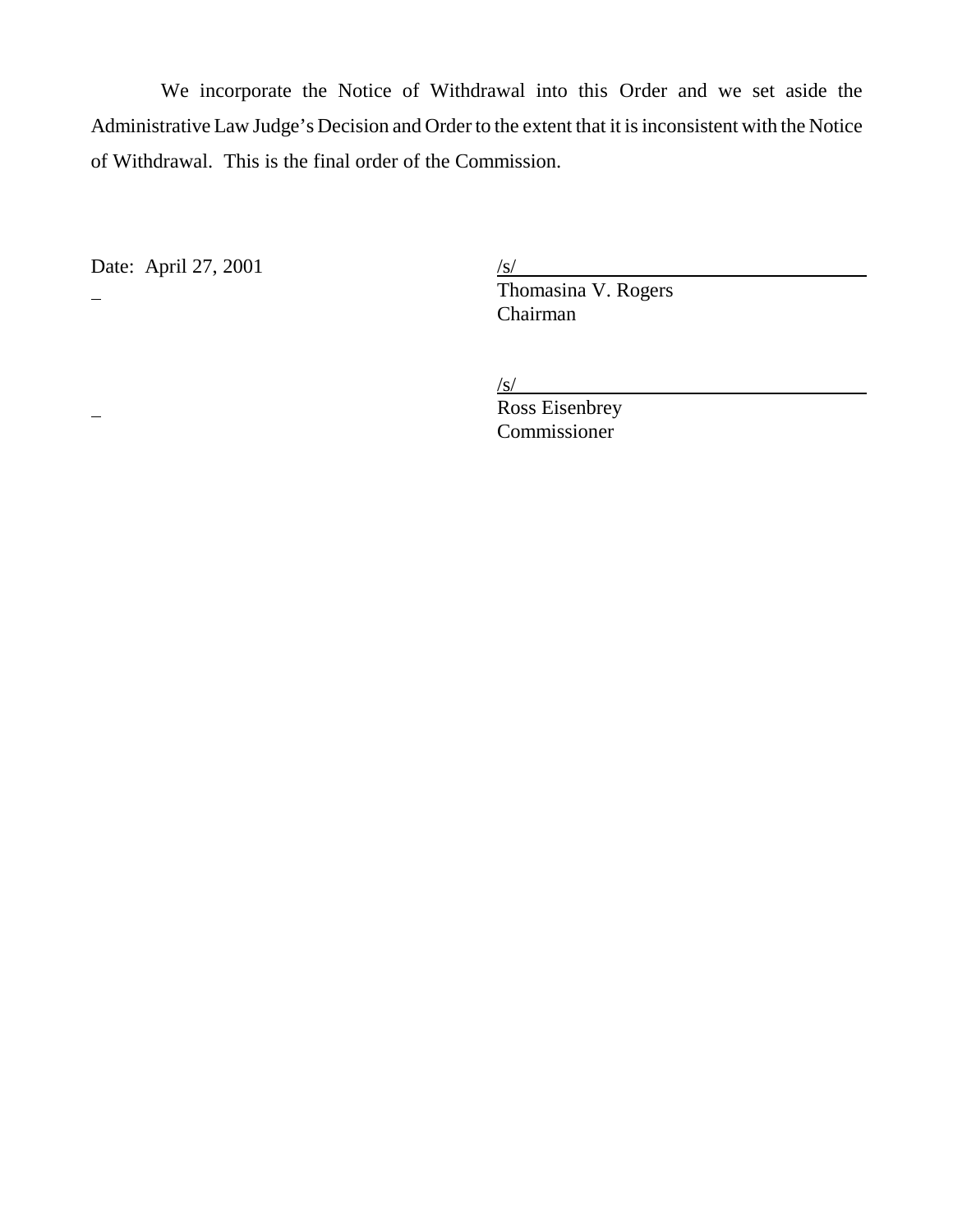We incorporate the Notice of Withdrawal into this Order and we set aside the Administrative Law Judge's Decision and Order to the extent that it is inconsistent with the Notice of Withdrawal. This is the final order of the Commission.

Date: April 27, 2001

/s/
Thomasina V. Rogers
Chairman

/s/
Ross Eisenbrey
Commissioner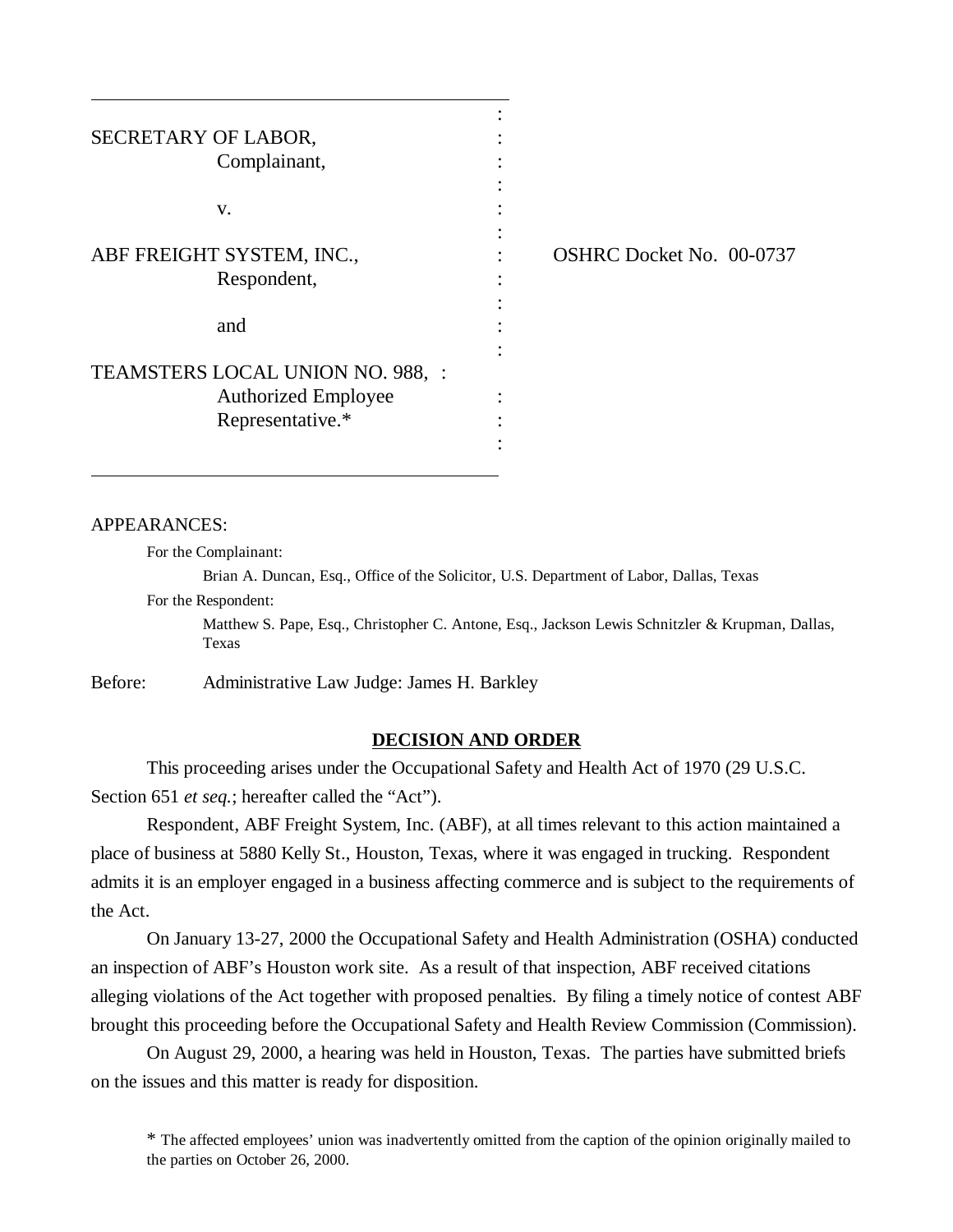SECRETARY OF LABOR,
Complainant,

v.

ABF FREIGHT SYSTEM, INC.,
Respondent,

and

TEAMSTERS LOCAL UNION NO. 988,
Authorized Employee
Representative.*

OSHRC Docket No. 00-0737

APPEARANCES:

For the Complainant:

Brian A. Duncan, Esq., Office of the Solicitor, U.S. Department of Labor, Dallas, Texas

For the Respondent:

Matthew S. Pape, Esq., Christopher C. Antone, Esq., Jackson Lewis Schnitzler & Krupman, Dallas, Texas

Before: Administrative Law Judge: James H. Barkley

## DECISION AND ORDER

This proceeding arises under the Occupational Safety and Health Act of 1970 (29 U.S.C. Section 651 *et seq.*; hereafter called the "Act").

Respondent, ABF Freight System, Inc. (ABF), at all times relevant to this action maintained a place of business at 5880 Kelly St., Houston, Texas, where it was engaged in trucking. Respondent admits it is an employer engaged in a business affecting commerce and is subject to the requirements of the Act.

On January 13-27, 2000 the Occupational Safety and Health Administration (OSHA) conducted an inspection of ABF's Houston work site. As a result of that inspection, ABF received citations alleging violations of the Act together with proposed penalties. By filing a timely notice of contest ABF brought this proceeding before the Occupational Safety and Health Review Commission (Commission).

On August 29, 2000, a hearing was held in Houston, Texas. The parties have submitted briefs on the issues and this matter is ready for disposition.

* The affected employees' union was inadvertently omitted from the caption of the opinion originally mailed to the parties on October 26, 2000.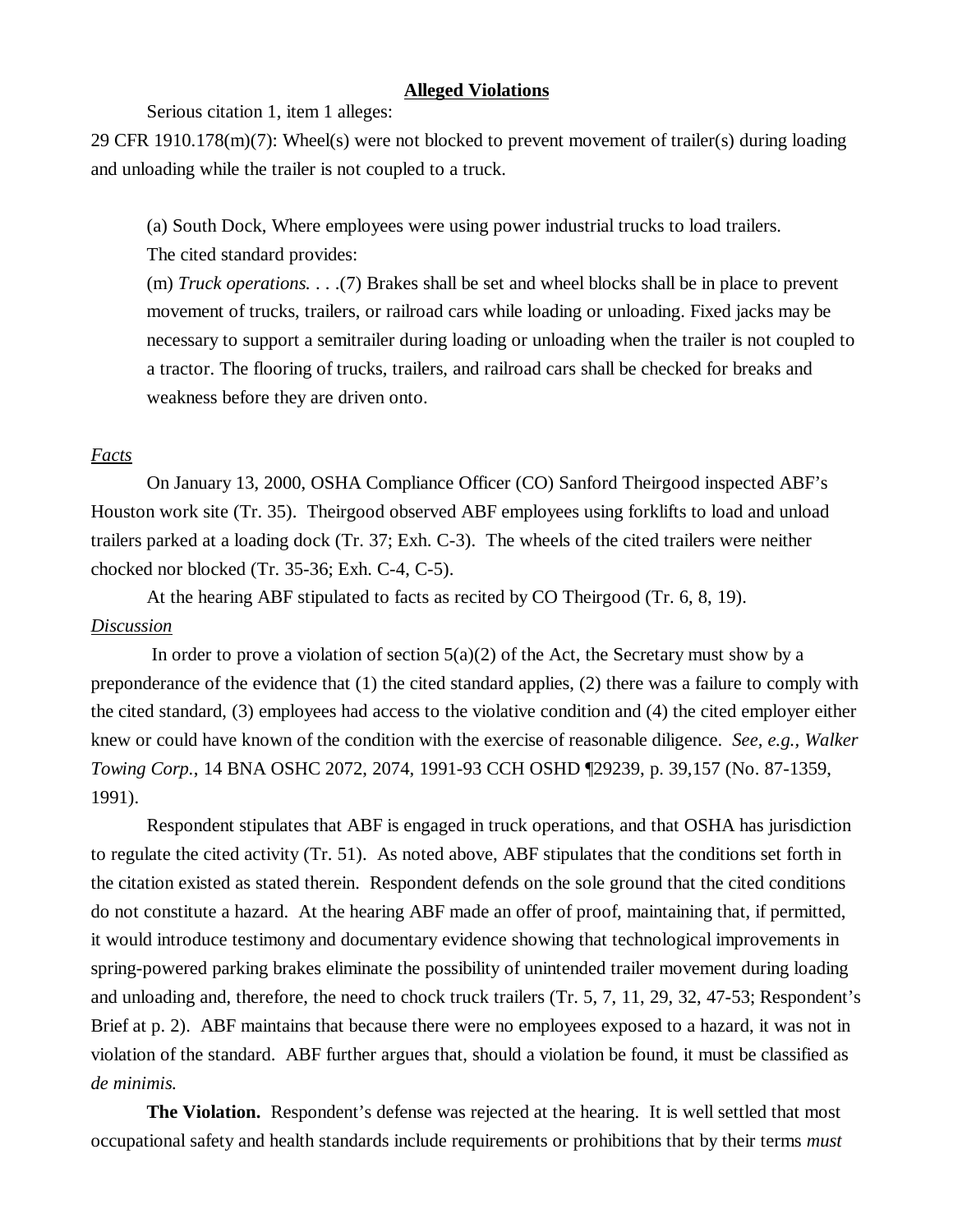**Alleged Violations**

Serious citation 1, item 1 alleges:

29 CFR 1910.178(m)(7): Wheel(s) were not blocked to prevent movement of trailer(s) during loading and unloading while the trailer is not coupled to a truck.

> (a) South Dock, Where employees were using power industrial trucks to load trailers.
>
> The cited standard provides:
>
> (m) *Truck operations*. . . .(7) Brakes shall be set and wheel blocks shall be in place to prevent movement of trucks, trailers, or railroad cars while loading or unloading. Fixed jacks may be necessary to support a semitrailer during loading or unloading when the trailer is not coupled to a tractor. The flooring of trucks, trailers, and railroad cars shall be checked for breaks and weakness before they are driven onto.

*Facts*

On January 13, 2000, OSHA Compliance Officer (CO) Sanford Theirgood inspected ABF's Houston work site (Tr. 35). Theirgood observed ABF employees using forklifts to load and unload trailers parked at a loading dock (Tr. 37; Exh. C-3). The wheels of the cited trailers were neither chocked nor blocked (Tr. 35-36; Exh. C-4, C-5).

At the hearing ABF stipulated to facts as recited by CO Theirgood (Tr. 6, 8, 19).

*Discussion*

In order to prove a violation of section 5(a)(2) of the Act, the Secretary must show by a preponderance of the evidence that (1) the cited standard applies, (2) there was a failure to comply with the cited standard, (3) employees had access to the violative condition and (4) the cited employer either knew or could have known of the condition with the exercise of reasonable diligence. *See, e.g., Walker Towing Corp.*, 14 BNA OSHC 2072, 2074, 1991-93 CCH OSHD ¶29239, p. 39,157 (No. 87-1359, 1991).

Respondent stipulates that ABF is engaged in truck operations, and that OSHA has jurisdiction to regulate the cited activity (Tr. 51). As noted above, ABF stipulates that the conditions set forth in the citation existed as stated therein. Respondent defends on the sole ground that the cited conditions do not constitute a hazard. At the hearing ABF made an offer of proof, maintaining that, if permitted, it would introduce testimony and documentary evidence showing that technological improvements in spring-powered parking brakes eliminate the possibility of unintended trailer movement during loading and unloading and, therefore, the need to chock truck trailers (Tr. 5, 7, 11, 29, 32, 47-53; Respondent's Brief at p. 2). ABF maintains that because there were no employees exposed to a hazard, it was not in violation of the standard. ABF further argues that, should a violation be found, it must be classified as *de minimis.*

**The Violation.** Respondent's defense was rejected at the hearing. It is well settled that most occupational safety and health standards include requirements or prohibitions that by their terms *must*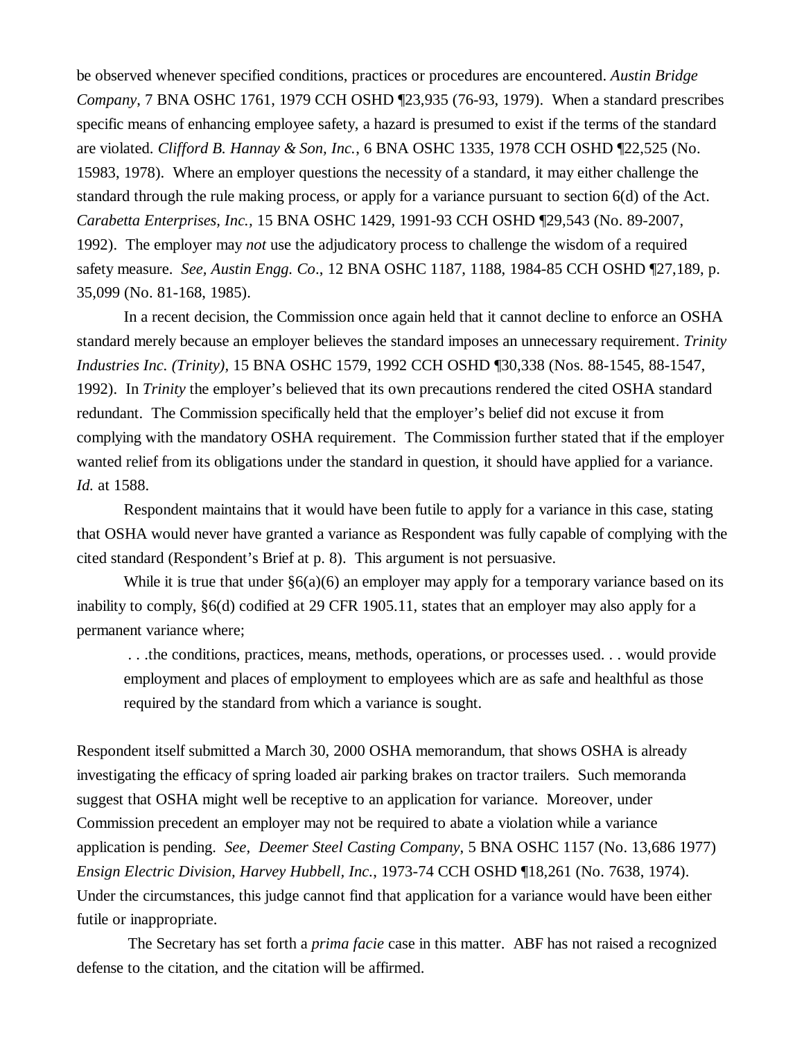be observed whenever specified conditions, practices or procedures are encountered. *Austin Bridge Company*, 7 BNA OSHC 1761, 1979 CCH OSHD ¶23,935 (76-93, 1979). When a standard prescribes specific means of enhancing employee safety, a hazard is presumed to exist if the terms of the standard are violated. *Clifford B. Hannay & Son, Inc.*, 6 BNA OSHC 1335, 1978 CCH OSHD ¶22,525 (No. 15983, 1978). Where an employer questions the necessity of a standard, it may either challenge the standard through the rule making process, or apply for a variance pursuant to section 6(d) of the Act. *Carabetta Enterprises, Inc.*, 15 BNA OSHC 1429, 1991-93 CCH OSHD ¶29,543 (No. 89-2007, 1992). The employer may *not* use the adjudicatory process to challenge the wisdom of a required safety measure. *See, Austin Engg. Co*., 12 BNA OSHC 1187, 1188, 1984-85 CCH OSHD ¶27,189, p. 35,099 (No. 81-168, 1985).

In a recent decision, the Commission once again held that it cannot decline to enforce an OSHA standard merely because an employer believes the standard imposes an unnecessary requirement. *Trinity Industries Inc. (Trinity)*, 15 BNA OSHC 1579, 1992 CCH OSHD ¶30,338 (Nos. 88-1545, 88-1547, 1992). In *Trinity* the employer's believed that its own precautions rendered the cited OSHA standard redundant. The Commission specifically held that the employer's belief did not excuse it from complying with the mandatory OSHA requirement. The Commission further stated that if the employer wanted relief from its obligations under the standard in question, it should have applied for a variance. *Id.* at 1588.

Respondent maintains that it would have been futile to apply for a variance in this case, stating that OSHA would never have granted a variance as Respondent was fully capable of complying with the cited standard (Respondent's Brief at p. 8). This argument is not persuasive.

While it is true that under §6(a)(6) an employer may apply for a temporary variance based on its inability to comply, §6(d) codified at 29 CFR 1905.11, states that an employer may also apply for a permanent variance where;

> . . .the conditions, practices, means, methods, operations, or processes used. . . would provide employment and places of employment to employees which are as safe and healthful as those required by the standard from which a variance is sought.

Respondent itself submitted a March 30, 2000 OSHA memorandum, that shows OSHA is already investigating the efficacy of spring loaded air parking brakes on tractor trailers. Such memoranda suggest that OSHA might well be receptive to an application for variance. Moreover, under Commission precedent an employer may not be required to abate a violation while a variance application is pending. *See, Deemer Steel Casting Company*, 5 BNA OSHC 1157 (No. 13,686 1977) *Ensign Electric Division, Harvey Hubbell, Inc.*, 1973-74 CCH OSHD ¶18,261 (No. 7638, 1974). Under the circumstances, this judge cannot find that application for a variance would have been either futile or inappropriate.

The Secretary has set forth a *prima facie* case in this matter. ABF has not raised a recognized defense to the citation, and the citation will be affirmed.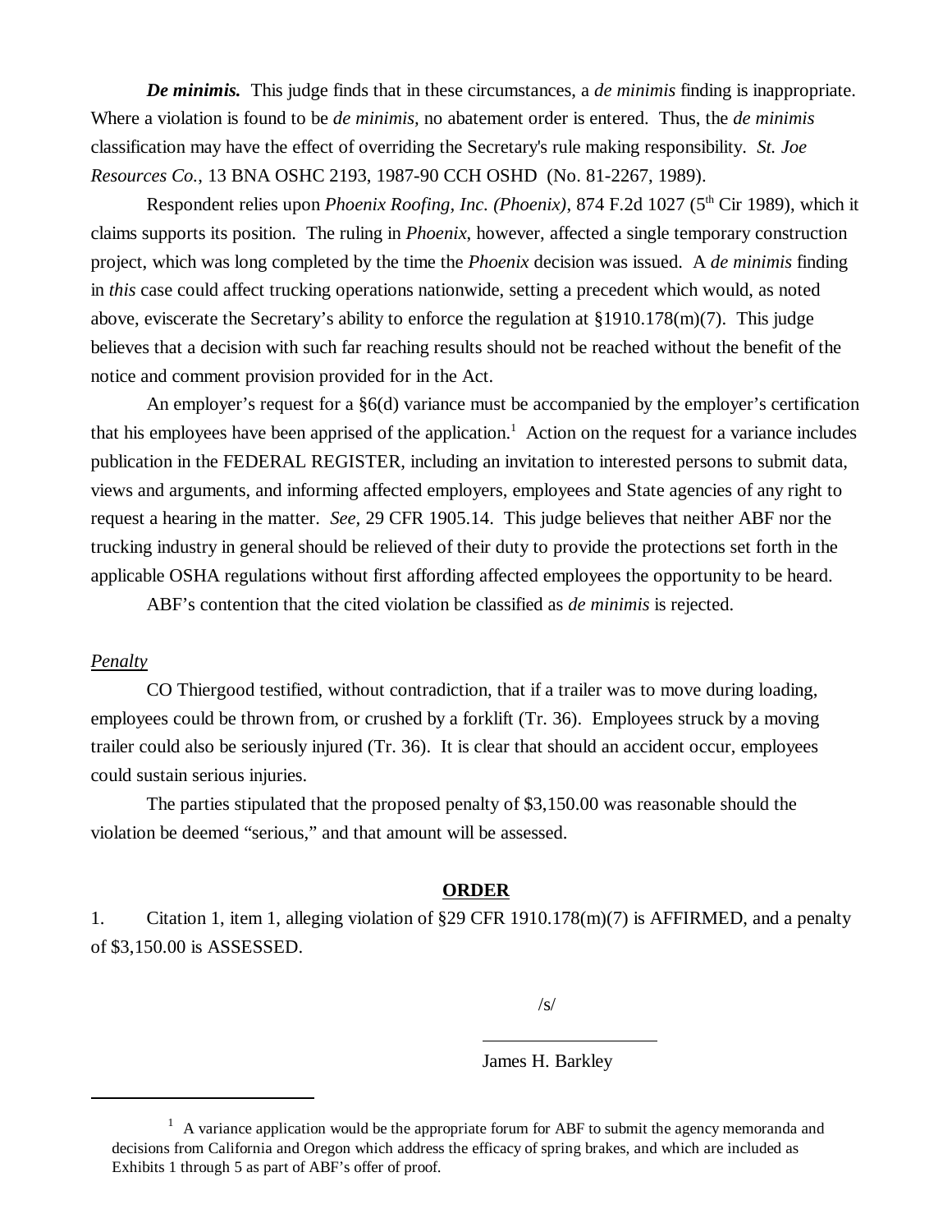***De minimis.*** This judge finds that in these circumstances, a *de minimis* finding is inappropriate. Where a violation is found to be *de minimis,* no abatement order is entered. Thus, the *de minimis* classification may have the effect of overriding the Secretary's rule making responsibility. *St. Joe Resources Co.*, 13 BNA OSHC 2193, 1987-90 CCH OSHD (No. 81-2267, 1989).

Respondent relies upon *Phoenix Roofing, Inc. (Phoenix)*, 874 F.2d 1027 (5th Cir 1989), which it claims supports its position. The ruling in *Phoenix*, however, affected a single temporary construction project, which was long completed by the time the *Phoenix* decision was issued. A *de minimis* finding in *this* case could affect trucking operations nationwide, setting a precedent which would, as noted above, eviscerate the Secretary's ability to enforce the regulation at §1910.178(m)(7). This judge believes that a decision with such far reaching results should not be reached without the benefit of the notice and comment provision provided for in the Act.

An employer's request for a §6(d) variance must be accompanied by the employer's certification that his employees have been apprised of the application.[1] Action on the request for a variance includes publication in the FEDERAL REGISTER, including an invitation to interested persons to submit data, views and arguments, and informing affected employers, employees and State agencies of any right to request a hearing in the matter. *See*, 29 CFR 1905.14. This judge believes that neither ABF nor the trucking industry in general should be relieved of their duty to provide the protections set forth in the applicable OSHA regulations without first affording affected employees the opportunity to be heard.

ABF's contention that the cited violation be classified as *de minimis* is rejected.

*Penalty*

CO Thiergood testified, without contradiction, that if a trailer was to move during loading, employees could be thrown from, or crushed by a forklift (Tr. 36). Employees struck by a moving trailer could also be seriously injured (Tr. 36). It is clear that should an accident occur, employees could sustain serious injuries.

The parties stipulated that the proposed penalty of $3,150.00 was reasonable should the violation be deemed "serious," and that amount will be assessed.

**ORDER**

1. Citation 1, item 1, alleging violation of §29 CFR 1910.178(m)(7) is AFFIRMED, and a penalty of $3,150.00 is ASSESSED.

/s/

James H. Barkley

[1] A variance application would be the appropriate forum for ABF to submit the agency memoranda and decisions from California and Oregon which address the efficacy of spring brakes, and which are included as Exhibits 1 through 5 as part of ABF's offer of proof.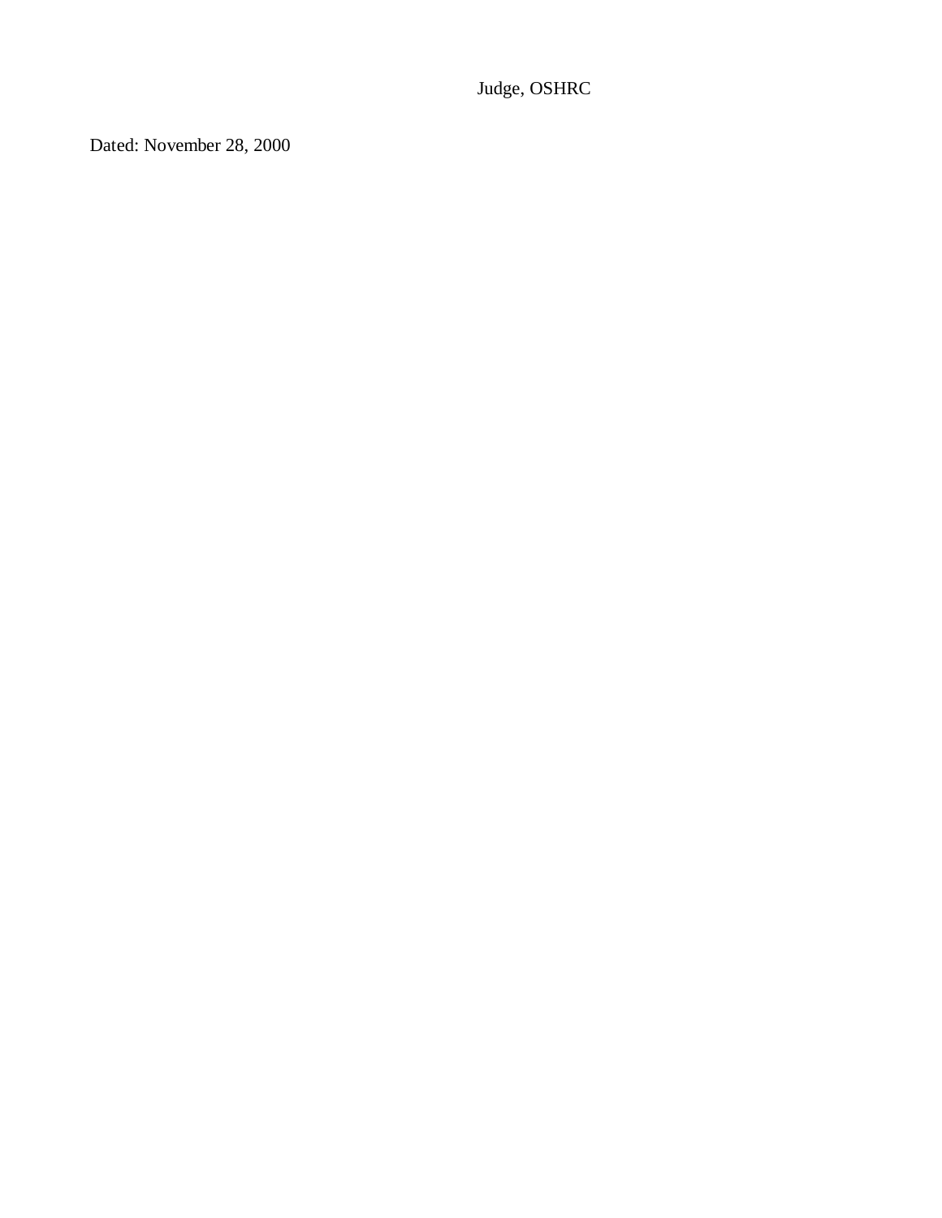Judge, OSHRC

Dated: November 28, 2000